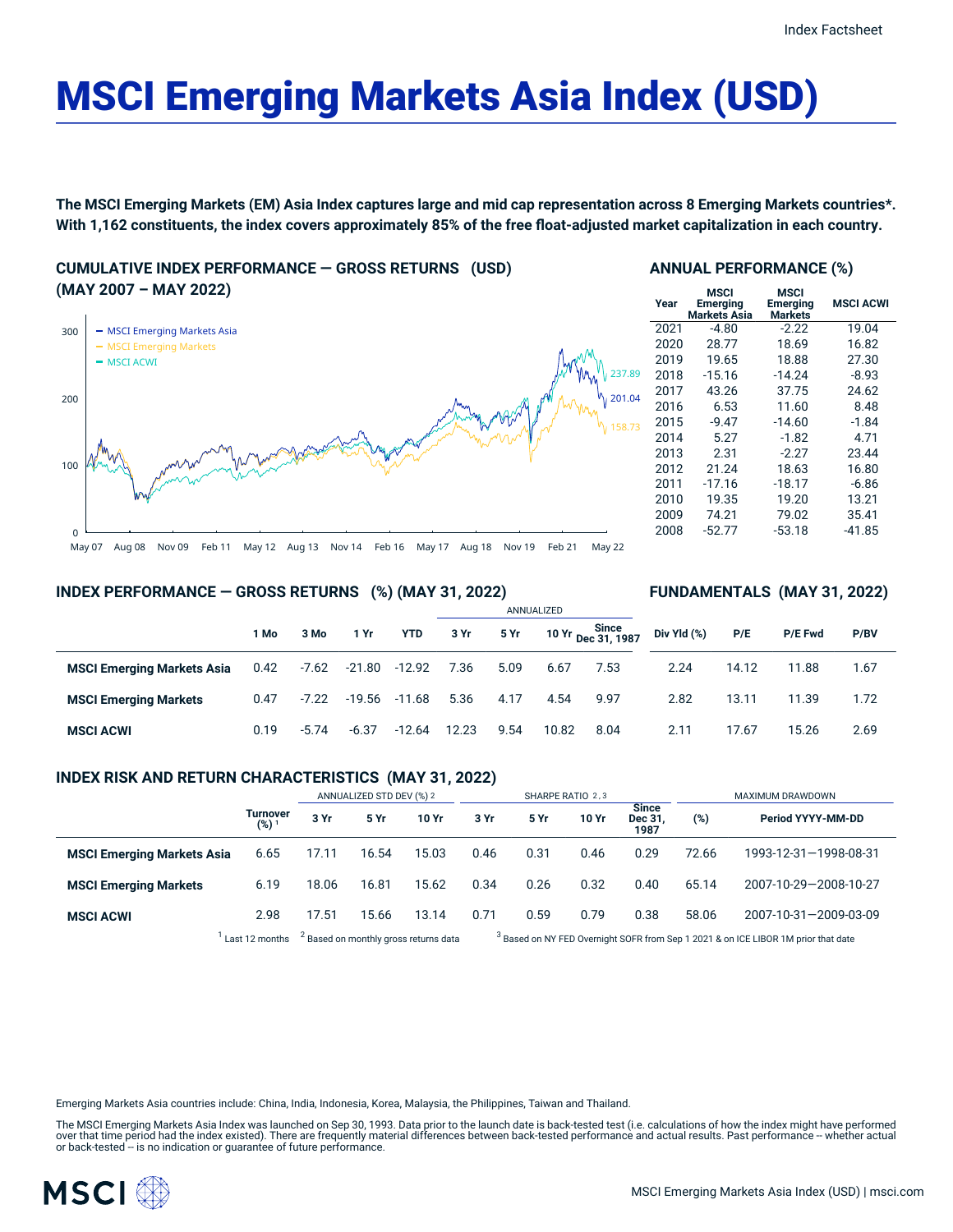# MSCI Emerging Markets Asia Index (USD)

**The MSCI Emerging Markets (EM) Asia Index captures large and mid cap representation across 8 Emerging Markets countries\*. With 1,162 constituents, the index covers approximately 85% of the free float-adjusted market capitalization in each country.**

## CUMULATIVE INDEX PERFORMANCE — GROSS RETURNS (USD) (MAY 2007 – MAY 2022)

- MSCI Emerging Markets Asia: 201.04
- MSCI Emerging Markets: 158.73
- MSCI ACWI: 237.89

## ANNUAL PERFORMANCE (%)

| Year | MSCI Emerging Markets Asia | MSCI Emerging Markets | MSCI ACWI |
|---|---|---|---|
| 2021 | -4.80 | -2.22 | 19.04 |
| 2020 | 28.77 | 18.69 | 16.82 |
| 2019 | 19.65 | 18.88 | 27.30 |
| 2018 | -15.16 | -14.24 | -8.93 |
| 2017 | 43.26 | 37.75 | 24.62 |
| 2016 | 6.53 | 11.60 | 8.48 |
| 2015 | -9.47 | -14.60 | -1.84 |
| 2014 | 5.27 | -1.82 | 4.71 |
| 2013 | 2.31 | -2.27 | 23.44 |
| 2012 | 21.24 | 18.63 | 16.80 |
| 2011 | -17.16 | -18.17 | -6.86 |
| 2010 | 19.35 | 19.20 | 13.21 |
| 2009 | 74.21 | 79.02 | 35.41 |
| 2008 | -52.77 | -53.18 | -41.85 |

## INDEX PERFORMANCE — GROSS RETURNS (%) (MAY 31, 2022)

| | 1 Mo | 3 Mo | 1 Yr | YTD | ANNUALIZED 3 Yr | 5 Yr | 10 Yr | Since Dec 31, 1987 |
|---|---|---|---|---|---|---|---|---|
| **MSCI Emerging Markets Asia** | 0.42 | -7.62 | -21.80 | -12.92 | 7.36 | 5.09 | 6.67 | 7.53 |
| **MSCI Emerging Markets** | 0.47 | -7.22 | -19.56 | -11.68 | 5.36 | 4.17 | 4.54 | 9.97 |
| **MSCI ACWI** | 0.19 | -5.74 | -6.37 | -12.64 | 12.23 | 9.54 | 10.82 | 8.04 |

## FUNDAMENTALS (MAY 31, 2022)

| | Div Yld (%) | P/E | P/E Fwd | P/BV |
|---|---|---|---|---|
| **MSCI Emerging Markets Asia** | 2.24 | 14.12 | 11.88 | 1.67 |
| **MSCI Emerging Markets** | 2.82 | 13.11 | 11.39 | 1.72 |
| **MSCI ACWI** | 2.11 | 17.67 | 15.26 | 2.69 |

## INDEX RISK AND RETURN CHARACTERISTICS (MAY 31, 2022)

| | Turnover (%) [1] | ANNUALIZED STD DEV (%) [2] | | | SHARPE RATIO [2,3] | | | | MAXIMUM DRAWDOWN | |
|---|---|---|---|---|---|---|---|---|---|---|
| | | 3 Yr | 5 Yr | 10 Yr | 3 Yr | 5 Yr | 10 Yr | Since Dec 31, 1987 | (%) | Period YYYY-MM-DD |
| **MSCI Emerging Markets Asia** | 6.65 | 17.11 | 16.54 | 15.03 | 0.46 | 0.31 | 0.46 | 0.29 | 72.66 | 1993-12-31—1998-08-31 |
| **MSCI Emerging Markets** | 6.19 | 18.06 | 16.81 | 15.62 | 0.34 | 0.26 | 0.32 | 0.40 | 65.14 | 2007-10-29—2008-10-27 |
| **MSCI ACWI** | 2.98 | 17.51 | 15.66 | 13.14 | 0.71 | 0.59 | 0.79 | 0.38 | 58.06 | 2007-10-31—2009-03-09 |

[1] Last 12 months [2] Based on monthly gross returns data [3] Based on NY FED Overnight SOFR from Sep 1 2021 & on ICE LIBOR 1M prior that date

Emerging Markets Asia countries include: China, India, Indonesia, Korea, Malaysia, the Philippines, Taiwan and Thailand.

The MSCI Emerging Markets Asia Index was launched on Sep 30, 1993. Data prior to the launch date is back-tested test (i.e. calculations of how the index might have performed over that time period had the index existed). There are frequently material differences between back-tested performance and actual results. Past performance -- whether actual or back-tested -- is no indication or guarantee of future performance.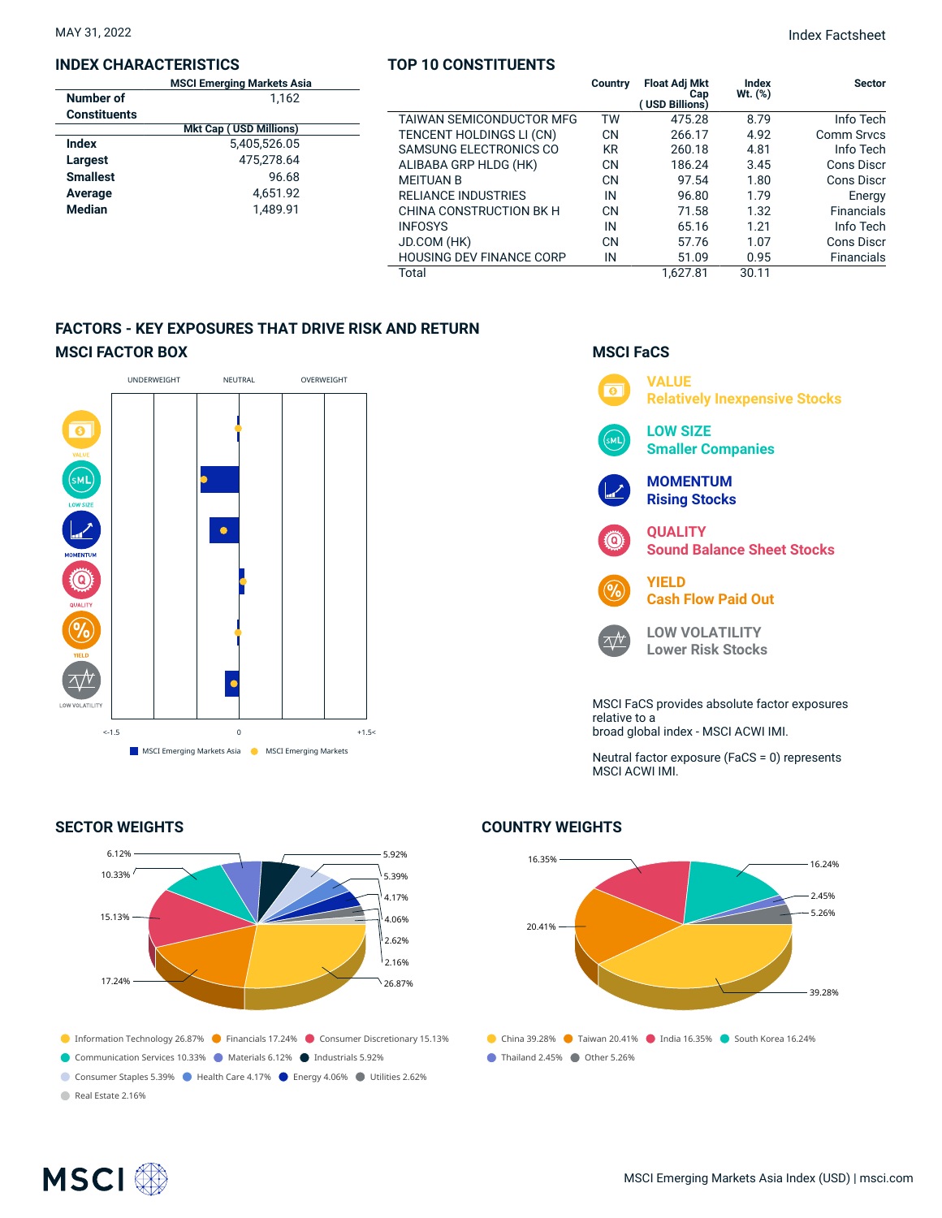MAY 31, 2022

Index Factsheet

## INDEX CHARACTERISTICS

| | MSCI Emerging Markets Asia |
|---|---|
| Number of Constituents | 1,162 |
| | **Mkt Cap ( USD Millions)** |
| Index | 5,405,526.05 |
| Largest | 475,278.64 |
| Smallest | 96.68 |
| Average | 4,651.92 |
| Median | 1,489.91 |

## TOP 10 CONSTITUENTS

| | Country | Float Adj Mkt Cap ( USD Billions) | Index Wt. (%) | Sector |
|---|---|---|---|---|
| TAIWAN SEMICONDUCTOR MFG | TW | 475.28 | 8.79 | Info Tech |
| TENCENT HOLDINGS LI (CN) | CN | 266.17 | 4.92 | Comm Srvcs |
| SAMSUNG ELECTRONICS CO | KR | 260.18 | 4.81 | Info Tech |
| ALIBABA GRP HLDG (HK) | CN | 186.24 | 3.45 | Cons Discr |
| MEITUAN B | CN | 97.54 | 1.80 | Cons Discr |
| RELIANCE INDUSTRIES | IN | 96.80 | 1.79 | Energy |
| CHINA CONSTRUCTION BK H | CN | 71.58 | 1.32 | Financials |
| INFOSYS | IN | 65.16 | 1.21 | Info Tech |
| JD.COM (HK) | CN | 57.76 | 1.07 | Cons Discr |
| HOUSING DEV FINANCE CORP | IN | 51.09 | 0.95 | Financials |
| Total | | 1,627.81 | 30.11 | |

## FACTORS - KEY EXPOSURES THAT DRIVE RISK AND RETURN

### MSCI FACTOR BOX

UNDERWEIGHT | NEUTRAL | OVERWEIGHT

VALUE, LOW SIZE, MOMENTUM, QUALITY, YIELD, LOW VOLATILITY

<-1.5 | 0 | +1.5<

MSCI Emerging Markets Asia | MSCI Emerging Markets

### MSCI FaCS

**VALUE**
Relatively Inexpensive Stocks

**LOW SIZE**
Smaller Companies

**MOMENTUM**
Rising Stocks

**QUALITY**
Sound Balance Sheet Stocks

**YIELD**
Cash Flow Paid Out

**LOW VOLATILITY**
Lower Risk Stocks

MSCI FaCS provides absolute factor exposures relative to a
broad global index - MSCI ACWI IMI.

Neutral factor exposure (FaCS = 0) represents MSCI ACWI IMI.

## SECTOR WEIGHTS

Information Technology 26.87%, Financials 17.24%, Consumer Discretionary 15.13%, Communication Services 10.33%, Materials 6.12%, Industrials 5.92%, Consumer Staples 5.39%, Health Care 4.17%, Energy 4.06%, Utilities 2.62%, Real Estate 2.16%

## COUNTRY WEIGHTS

China 39.28%, Taiwan 20.41%, India 16.35%, South Korea 16.24%, Thailand 2.45%, Other 5.26%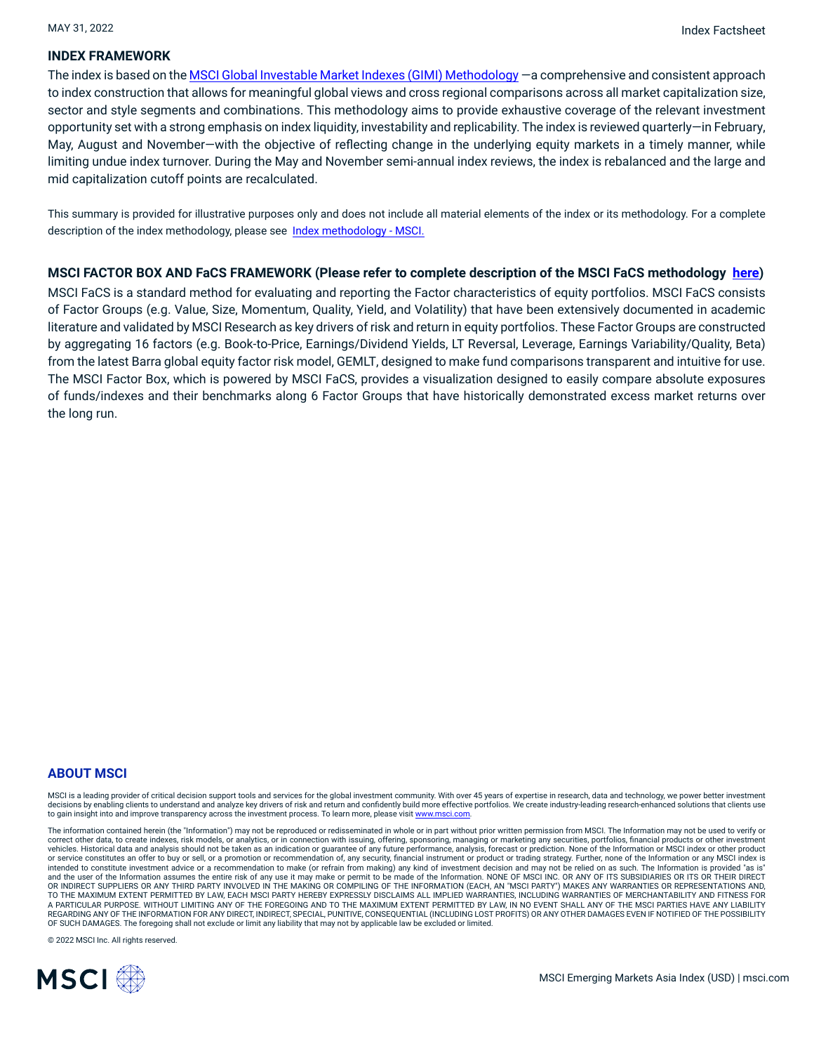## INDEX FRAMEWORK

The index is based on the MSCI Global Investable Market Indexes (GIMI) Methodology —a comprehensive and consistent approach to index construction that allows for meaningful global views and cross regional comparisons across all market capitalization size, sector and style segments and combinations. This methodology aims to provide exhaustive coverage of the relevant investment opportunity set with a strong emphasis on index liquidity, investability and replicability. The index is reviewed quarterly—in February, May, August and November—with the objective of reflecting change in the underlying equity markets in a timely manner, while limiting undue index turnover. During the May and November semi-annual index reviews, the index is rebalanced and the large and mid capitalization cutoff points are recalculated.

This summary is provided for illustrative purposes only and does not include all material elements of the index or its methodology. For a complete description of the index methodology, please see Index methodology - MSCI.

## MSCI FACTOR BOX AND FaCS FRAMEWORK (Please refer to complete description of the MSCI FaCS methodology here)

MSCI FaCS is a standard method for evaluating and reporting the Factor characteristics of equity portfolios. MSCI FaCS consists of Factor Groups (e.g. Value, Size, Momentum, Quality, Yield, and Volatility) that have been extensively documented in academic literature and validated by MSCI Research as key drivers of risk and return in equity portfolios. These Factor Groups are constructed by aggregating 16 factors (e.g. Book-to-Price, Earnings/Dividend Yields, LT Reversal, Leverage, Earnings Variability/Quality, Beta) from the latest Barra global equity factor risk model, GEMLT, designed to make fund comparisons transparent and intuitive for use. The MSCI Factor Box, which is powered by MSCI FaCS, provides a visualization designed to easily compare absolute exposures of funds/indexes and their benchmarks along 6 Factor Groups that have historically demonstrated excess market returns over the long run.

## ABOUT MSCI

MSCI is a leading provider of critical decision support tools and services for the global investment community. With over 45 years of expertise in research, data and technology, we power better investment decisions by enabling clients to understand and analyze key drivers of risk and return and confidently build more effective portfolios. We create industry-leading research-enhanced solutions that clients use to gain insight into and improve transparency across the investment process. To learn more, please visit www.msci.com.

The information contained herein (the "Information") may not be reproduced or redisseminated in whole or in part without prior written permission from MSCI. The Information may not be used to verify or correct other data, to create indexes, risk models, or analytics, or in connection with issuing, offering, sponsoring, managing or marketing any securities, portfolios, financial products or other investment vehicles. Historical data and analysis should not be taken as an indication or guarantee of any future performance, analysis, forecast or prediction. None of the Information or MSCI index or other product or service constitutes an offer to buy or sell, or a promotion or recommendation of, any security, financial instrument or product or trading strategy. Further, none of the Information or any MSCI index is intended to constitute investment advice or a recommendation to make (or refrain from making) any kind of investment decision and may not be relied on as such. The Information is provided "as is" and the user of the Information assumes the entire risk of any use it may make or permit to be made of the Information. NONE OF MSCI INC. OR ANY OF ITS SUBSIDIARIES OR ITS OR THEIR DIRECT OR INDIRECT SUPPLIERS OR ANY THIRD PARTY INVOLVED IN THE MAKING OR COMPILING OF THE INFORMATION (EACH, AN "MSCI PARTY") MAKES ANY WARRANTIES OR REPRESENTATIONS AND, TO THE MAXIMUM EXTENT PERMITTED BY LAW, EACH MSCI PARTY HEREBY EXPRESSLY DISCLAIMS ALL IMPLIED WARRANTIES, INCLUDING WARRANTIES OF MERCHANTABILITY AND FITNESS FOR A PARTICULAR PURPOSE. WITHOUT LIMITING ANY OF THE FOREGOING AND TO THE MAXIMUM EXTENT PERMITTED BY LAW, IN NO EVENT SHALL ANY OF THE MSCI PARTIES HAVE ANY LIABILITY REGARDING ANY OF THE INFORMATION FOR ANY DIRECT, INDIRECT, SPECIAL, PUNITIVE, CONSEQUENTIAL (INCLUDING LOST PROFITS) OR ANY OTHER DAMAGES EVEN IF NOTIFIED OF THE POSSIBILITY OF SUCH DAMAGES. The foregoing shall not exclude or limit any liability that may not by applicable law be excluded or limited.

© 2022 MSCI Inc. All rights reserved.